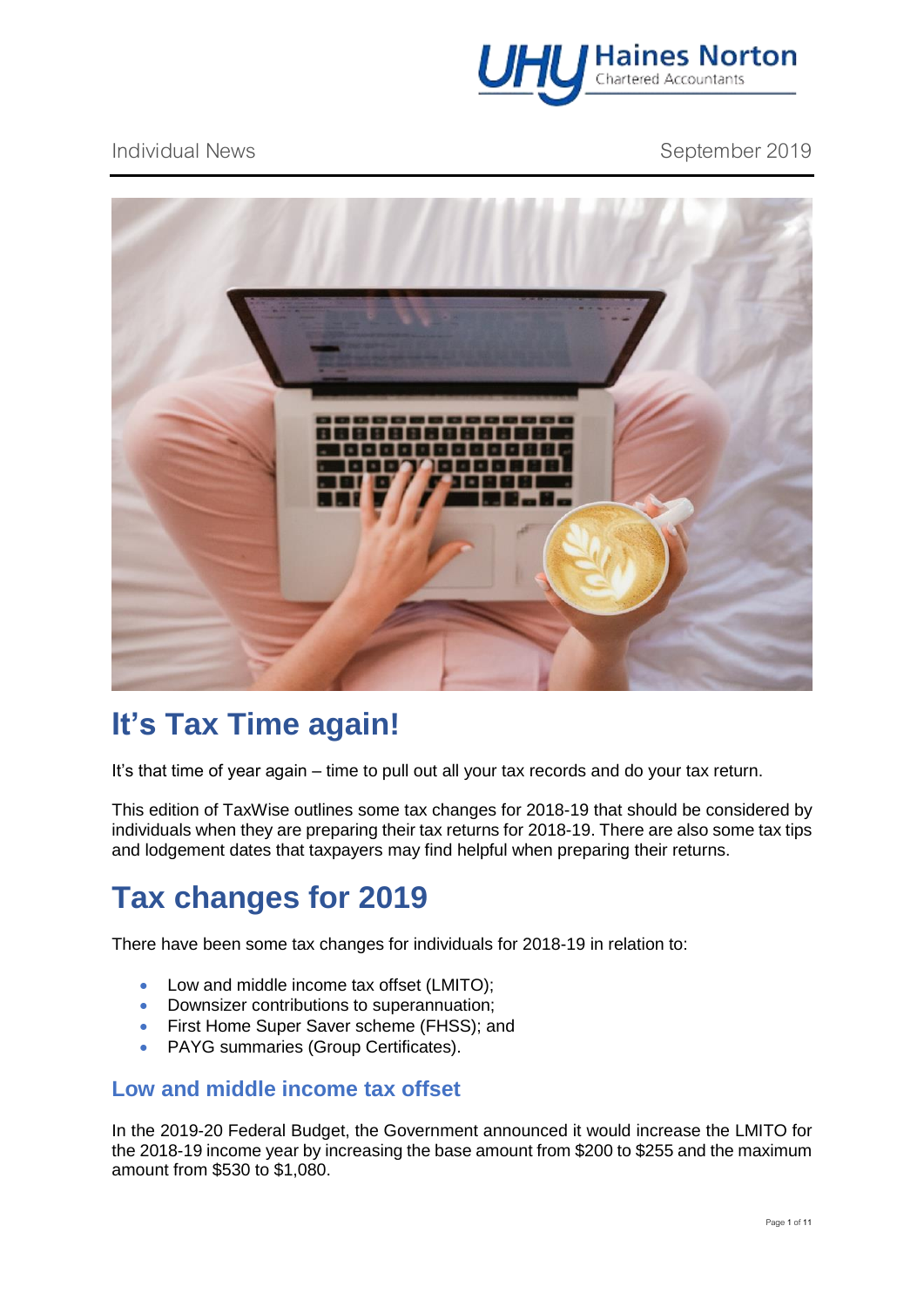Individual News | September 2019

# It's Tax Time again!

It's that time of year again – time to pull out all your tax records and do your tax return.

This edition of TaxWise outlines some tax changes for 2018-19 that should be considered by individuals when they are preparing their tax returns for 2018-19. There are also some tax tips and lodgement dates that taxpayers may find helpful when preparing their returns.

# Tax changes for 2019

There have been some tax changes for individuals for 2018-19 in relation to:

- Low and middle income tax offset (LMITO);
- Downsizer contributions to superannuation;
- First Home Super Saver scheme (FHSS); and
- PAYG summaries (Group Certificates).

## Low and middle income tax offset

In the 2019-20 Federal Budget, the Government announced it would increase the LMITO for the 2018-19 income year by increasing the base amount from $200 to $255 and the maximum amount from $530 to $1,080.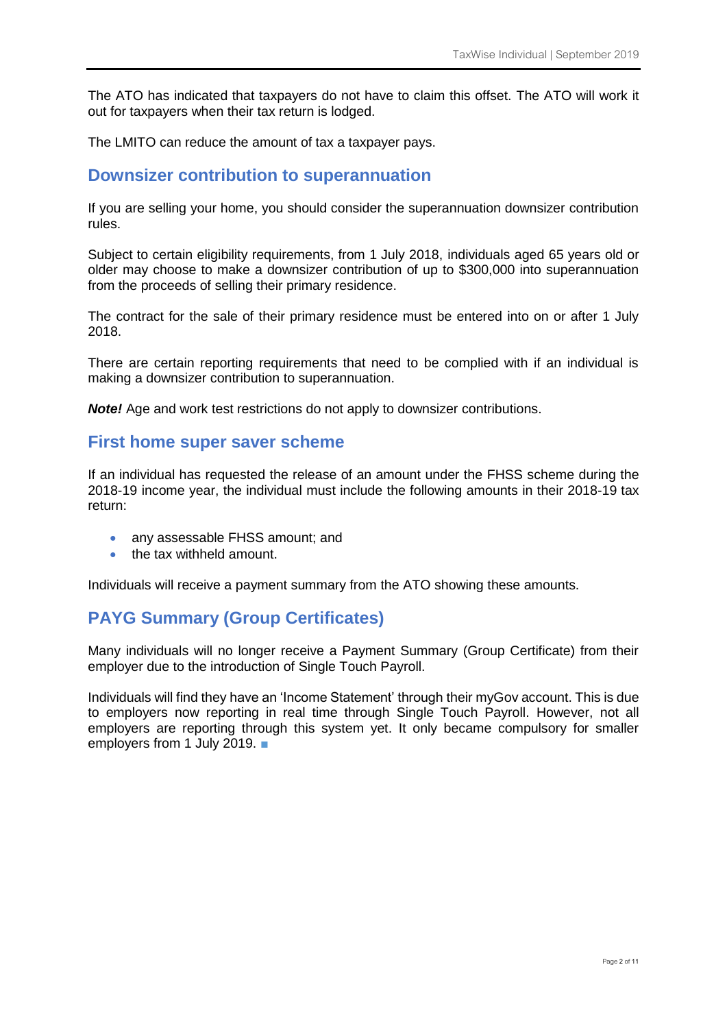The ATO has indicated that taxpayers do not have to claim this offset. The ATO will work it out for taxpayers when their tax return is lodged.

The LMITO can reduce the amount of tax a taxpayer pays.

## Downsizer contribution to superannuation

If you are selling your home, you should consider the superannuation downsizer contribution rules.

Subject to certain eligibility requirements, from 1 July 2018, individuals aged 65 years old or older may choose to make a downsizer contribution of up to $300,000 into superannuation from the proceeds of selling their primary residence.

The contract for the sale of their primary residence must be entered into on or after 1 July 2018.

There are certain reporting requirements that need to be complied with if an individual is making a downsizer contribution to superannuation.

***Note!*** Age and work test restrictions do not apply to downsizer contributions.

## First home super saver scheme

If an individual has requested the release of an amount under the FHSS scheme during the 2018-19 income year, the individual must include the following amounts in their 2018-19 tax return:

- any assessable FHSS amount; and
- the tax withheld amount.

Individuals will receive a payment summary from the ATO showing these amounts.

## PAYG Summary (Group Certificates)

Many individuals will no longer receive a Payment Summary (Group Certificate) from their employer due to the introduction of Single Touch Payroll.

Individuals will find they have an 'Income Statement' through their myGov account. This is due to employers now reporting in real time through Single Touch Payroll. However, not all employers are reporting through this system yet. It only became compulsory for smaller employers from 1 July 2019. ■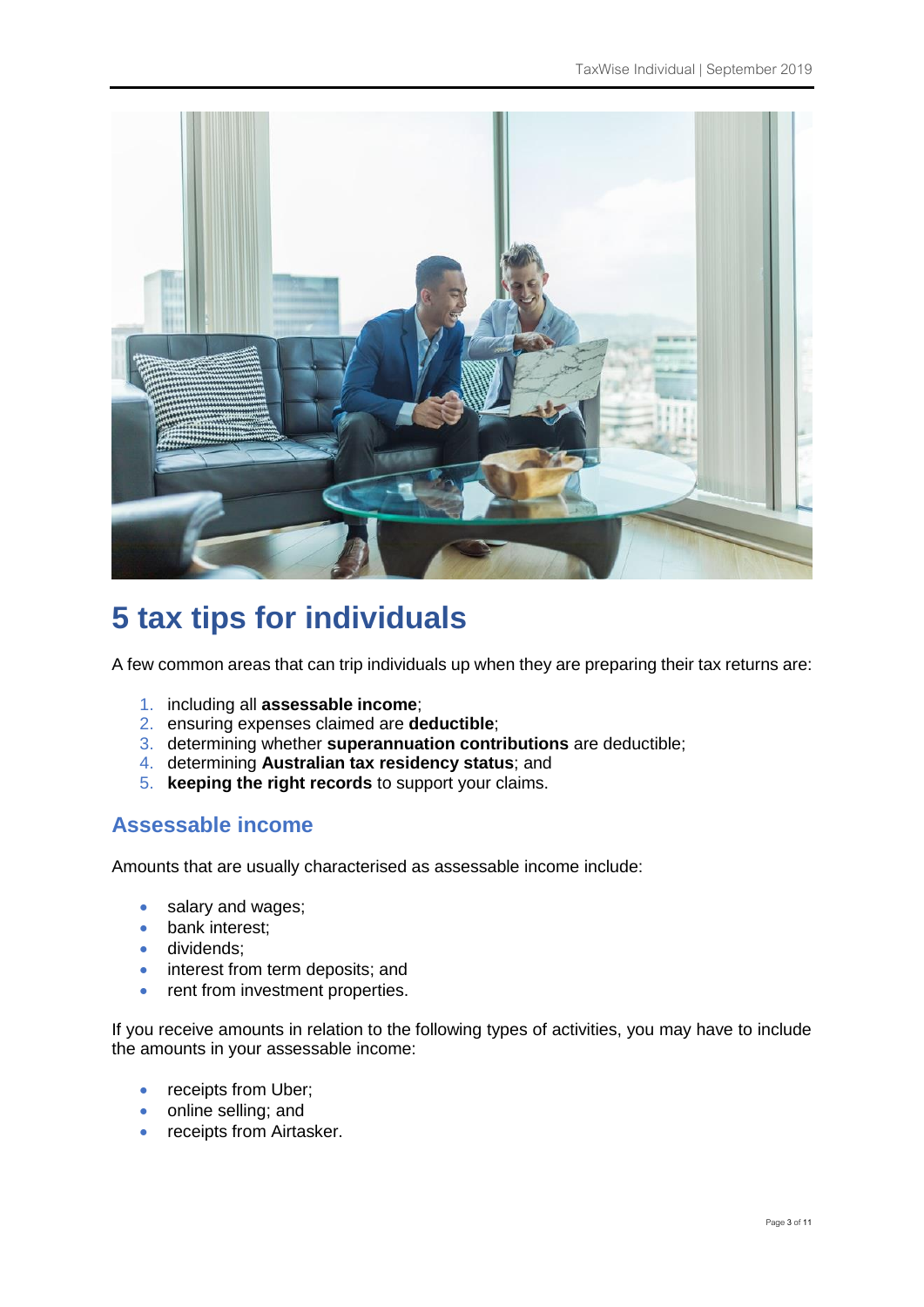# 5 tax tips for individuals

A few common areas that can trip individuals up when they are preparing their tax returns are:

1. including all **assessable income**;
2. ensuring expenses claimed are **deductible**;
3. determining whether **superannuation contributions** are deductible;
4. determining **Australian tax residency status**; and
5. **keeping the right records** to support your claims.

## Assessable income

Amounts that are usually characterised as assessable income include:

- salary and wages;
- bank interest;
- dividends;
- interest from term deposits; and
- rent from investment properties.

If you receive amounts in relation to the following types of activities, you may have to include the amounts in your assessable income:

- receipts from Uber;
- online selling; and
- receipts from Airtasker.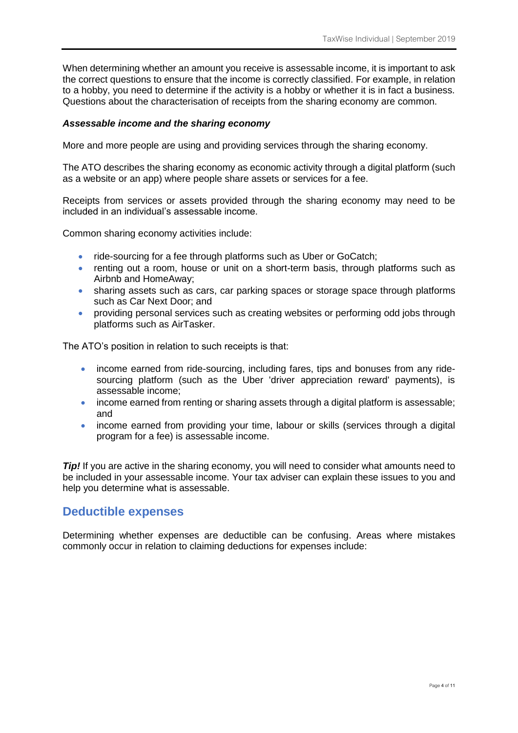When determining whether an amount you receive is assessable income, it is important to ask the correct questions to ensure that the income is correctly classified. For example, in relation to a hobby, you need to determine if the activity is a hobby or whether it is in fact a business. Questions about the characterisation of receipts from the sharing economy are common.

***Assessable income and the sharing economy***

More and more people are using and providing services through the sharing economy.

The ATO describes the sharing economy as economic activity through a digital platform (such as a website or an app) where people share assets or services for a fee.

Receipts from services or assets provided through the sharing economy may need to be included in an individual's assessable income.

Common sharing economy activities include:

- ride-sourcing for a fee through platforms such as Uber or GoCatch;
- renting out a room, house or unit on a short-term basis, through platforms such as Airbnb and HomeAway;
- sharing assets such as cars, car parking spaces or storage space through platforms such as Car Next Door; and
- providing personal services such as creating websites or performing odd jobs through platforms such as AirTasker.

The ATO's position in relation to such receipts is that:

- income earned from ride-sourcing, including fares, tips and bonuses from any ride-sourcing platform (such as the Uber 'driver appreciation reward' payments), is assessable income;
- income earned from renting or sharing assets through a digital platform is assessable; and
- income earned from providing your time, labour or skills (services through a digital program for a fee) is assessable income.

***Tip!*** If you are active in the sharing economy, you will need to consider what amounts need to be included in your assessable income. Your tax adviser can explain these issues to you and help you determine what is assessable.

## Deductible expenses

Determining whether expenses are deductible can be confusing. Areas where mistakes commonly occur in relation to claiming deductions for expenses include: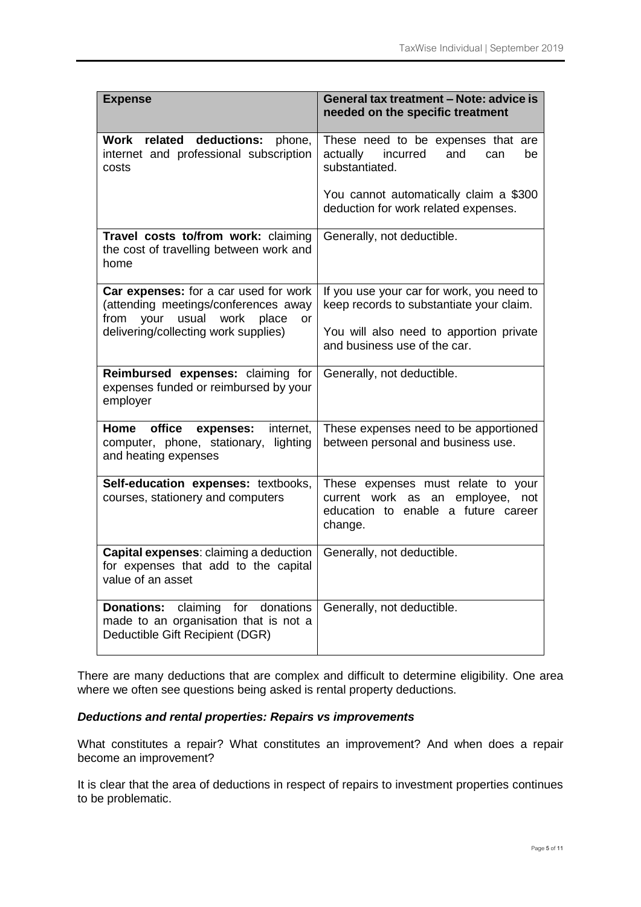| **Expense** | **General tax treatment – Note: advice is needed on the specific treatment** |
|---|---|
| **Work related deductions:** phone, internet and professional subscription costs | These need to be expenses that are actually incurred and can be substantiated.<br><br>You cannot automatically claim a $300 deduction for work related expenses. |
| **Travel costs to/from work:** claiming the cost of travelling between work and home | Generally, not deductible. |
| **Car expenses:** for a car used for work (attending meetings/conferences away from your usual work place or delivering/collecting work supplies) | If you use your car for work, you need to keep records to substantiate your claim.<br><br>You will also need to apportion private and business use of the car. |
| **Reimbursed expenses:** claiming for expenses funded or reimbursed by your employer | Generally, not deductible. |
| **Home office expenses:** internet, computer, phone, stationary, lighting and heating expenses | These expenses need to be apportioned between personal and business use. |
| **Self-education expenses:** textbooks, courses, stationery and computers | These expenses must relate to your current work as an employee, not education to enable a future career change. |
| **Capital expenses**: claiming a deduction for expenses that add to the capital value of an asset | Generally, not deductible. |
| **Donations:** claiming for donations made to an organisation that is not a Deductible Gift Recipient (DGR) | Generally, not deductible. |

There are many deductions that are complex and difficult to determine eligibility. One area where we often see questions being asked is rental property deductions.

### ***Deductions and rental properties: Repairs vs improvements***

What constitutes a repair? What constitutes an improvement? And when does a repair become an improvement?

It is clear that the area of deductions in respect of repairs to investment properties continues to be problematic.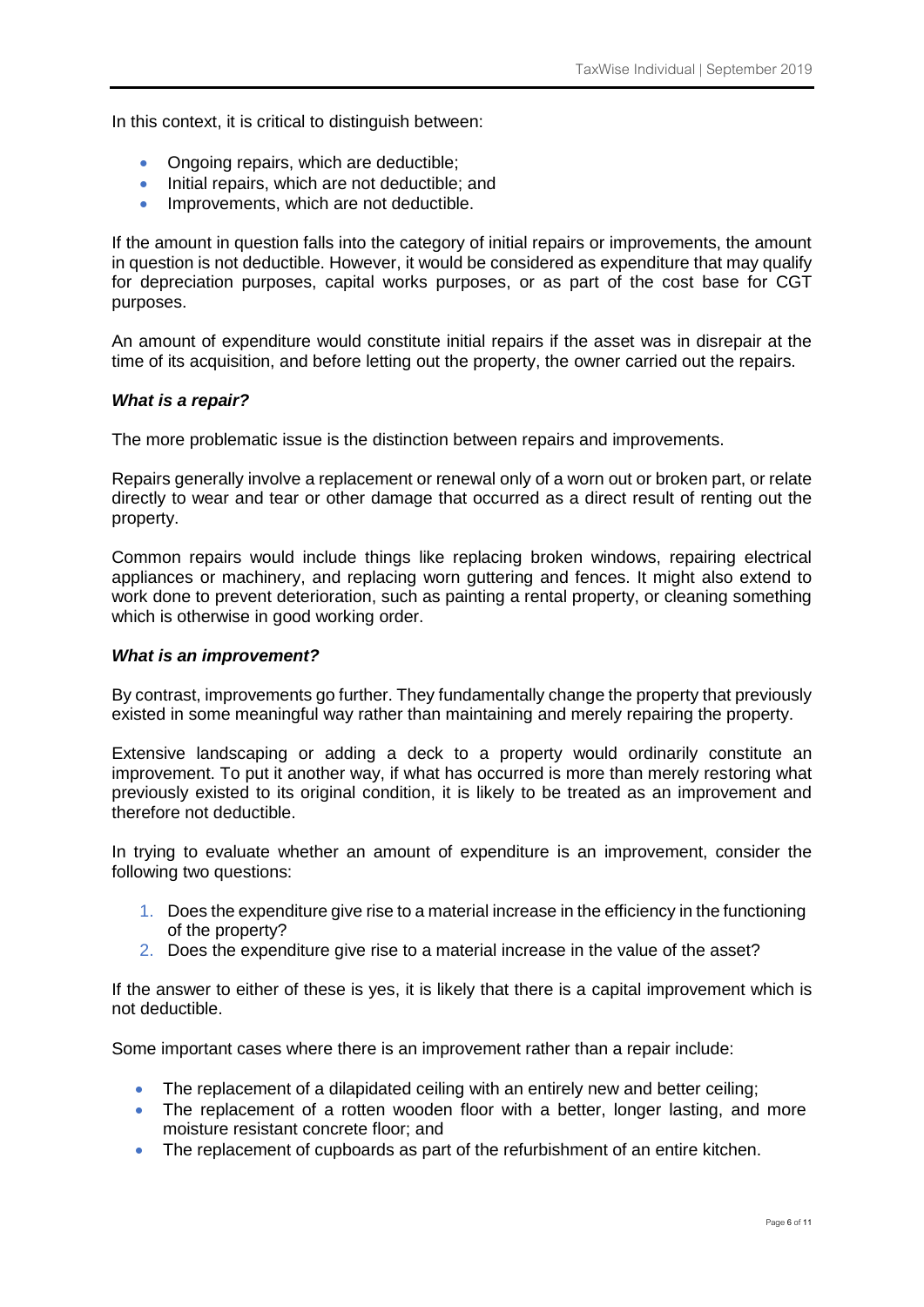In this context, it is critical to distinguish between:

- Ongoing repairs, which are deductible;
- Initial repairs, which are not deductible; and
- Improvements, which are not deductible.

If the amount in question falls into the category of initial repairs or improvements, the amount in question is not deductible. However, it would be considered as expenditure that may qualify for depreciation purposes, capital works purposes, or as part of the cost base for CGT purposes.

An amount of expenditure would constitute initial repairs if the asset was in disrepair at the time of its acquisition, and before letting out the property, the owner carried out the repairs.

### *What is a repair?*

The more problematic issue is the distinction between repairs and improvements.

Repairs generally involve a replacement or renewal only of a worn out or broken part, or relate directly to wear and tear or other damage that occurred as a direct result of renting out the property.

Common repairs would include things like replacing broken windows, repairing electrical appliances or machinery, and replacing worn guttering and fences. It might also extend to work done to prevent deterioration, such as painting a rental property, or cleaning something which is otherwise in good working order.

### *What is an improvement?*

By contrast, improvements go further. They fundamentally change the property that previously existed in some meaningful way rather than maintaining and merely repairing the property.

Extensive landscaping or adding a deck to a property would ordinarily constitute an improvement. To put it another way, if what has occurred is more than merely restoring what previously existed to its original condition, it is likely to be treated as an improvement and therefore not deductible.

In trying to evaluate whether an amount of expenditure is an improvement, consider the following two questions:

1. Does the expenditure give rise to a material increase in the efficiency in the functioning of the property?
2. Does the expenditure give rise to a material increase in the value of the asset?

If the answer to either of these is yes, it is likely that there is a capital improvement which is not deductible.

Some important cases where there is an improvement rather than a repair include:

- The replacement of a dilapidated ceiling with an entirely new and better ceiling;
- The replacement of a rotten wooden floor with a better, longer lasting, and more moisture resistant concrete floor; and
- The replacement of cupboards as part of the refurbishment of an entire kitchen.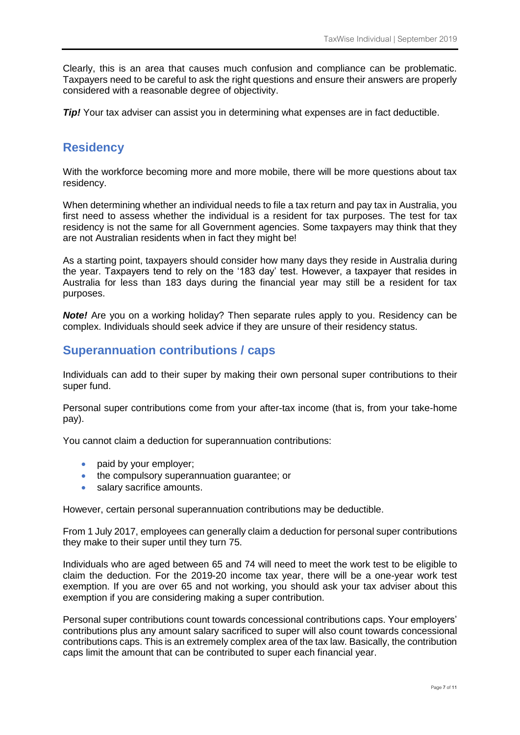Clearly, this is an area that causes much confusion and compliance can be problematic. Taxpayers need to be careful to ask the right questions and ensure their answers are properly considered with a reasonable degree of objectivity.

***Tip!*** Your tax adviser can assist you in determining what expenses are in fact deductible.

## Residency

With the workforce becoming more and more mobile, there will be more questions about tax residency.

When determining whether an individual needs to file a tax return and pay tax in Australia, you first need to assess whether the individual is a resident for tax purposes. The test for tax residency is not the same for all Government agencies. Some taxpayers may think that they are not Australian residents when in fact they might be!

As a starting point, taxpayers should consider how many days they reside in Australia during the year. Taxpayers tend to rely on the '183 day' test. However, a taxpayer that resides in Australia for less than 183 days during the financial year may still be a resident for tax purposes.

***Note!*** Are you on a working holiday? Then separate rules apply to you. Residency can be complex. Individuals should seek advice if they are unsure of their residency status.

## Superannuation contributions / caps

Individuals can add to their super by making their own personal super contributions to their super fund.

Personal super contributions come from your after-tax income (that is, from your take-home pay).

You cannot claim a deduction for superannuation contributions:

- paid by your employer;
- the compulsory superannuation guarantee; or
- salary sacrifice amounts.

However, certain personal superannuation contributions may be deductible.

From 1 July 2017, employees can generally claim a deduction for personal super contributions they make to their super until they turn 75.

Individuals who are aged between 65 and 74 will need to meet the work test to be eligible to claim the deduction. For the 2019-20 income tax year, there will be a one-year work test exemption. If you are over 65 and not working, you should ask your tax adviser about this exemption if you are considering making a super contribution.

Personal super contributions count towards concessional contributions caps. Your employers' contributions plus any amount salary sacrificed to super will also count towards concessional contributions caps. This is an extremely complex area of the tax law. Basically, the contribution caps limit the amount that can be contributed to super each financial year.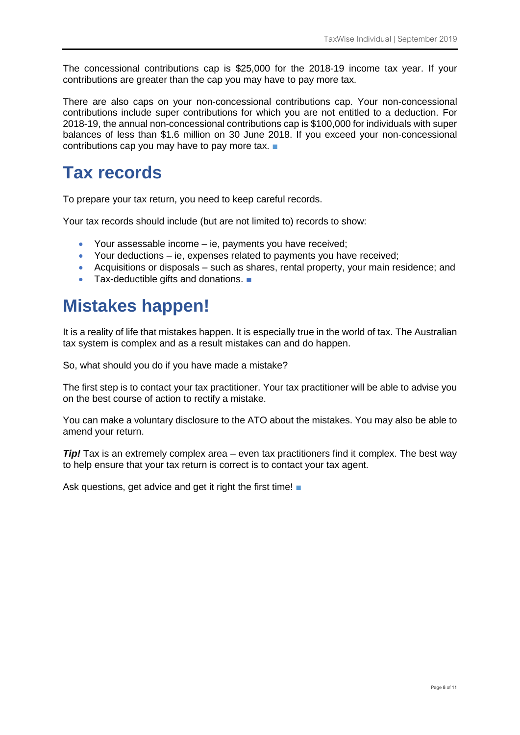The concessional contributions cap is $25,000 for the 2018-19 income tax year. If your contributions are greater than the cap you may have to pay more tax.

There are also caps on your non-concessional contributions cap. Your non-concessional contributions include super contributions for which you are not entitled to a deduction. For 2018-19, the annual non-concessional contributions cap is $100,000 for individuals with super balances of less than $1.6 million on 30 June 2018. If you exceed your non-concessional contributions cap you may have to pay more tax. ■

# Tax records

To prepare your tax return, you need to keep careful records.

Your tax records should include (but are not limited to) records to show:

- Your assessable income – ie, payments you have received;
- Your deductions – ie, expenses related to payments you have received;
- Acquisitions or disposals – such as shares, rental property, your main residence; and
- Tax-deductible gifts and donations. ■

# Mistakes happen!

It is a reality of life that mistakes happen. It is especially true in the world of tax. The Australian tax system is complex and as a result mistakes can and do happen.

So, what should you do if you have made a mistake?

The first step is to contact your tax practitioner. Your tax practitioner will be able to advise you on the best course of action to rectify a mistake.

You can make a voluntary disclosure to the ATO about the mistakes. You may also be able to amend your return.

***Tip!*** Tax is an extremely complex area – even tax practitioners find it complex. The best way to help ensure that your tax return is correct is to contact your tax agent.

Ask questions, get advice and get it right the first time! ■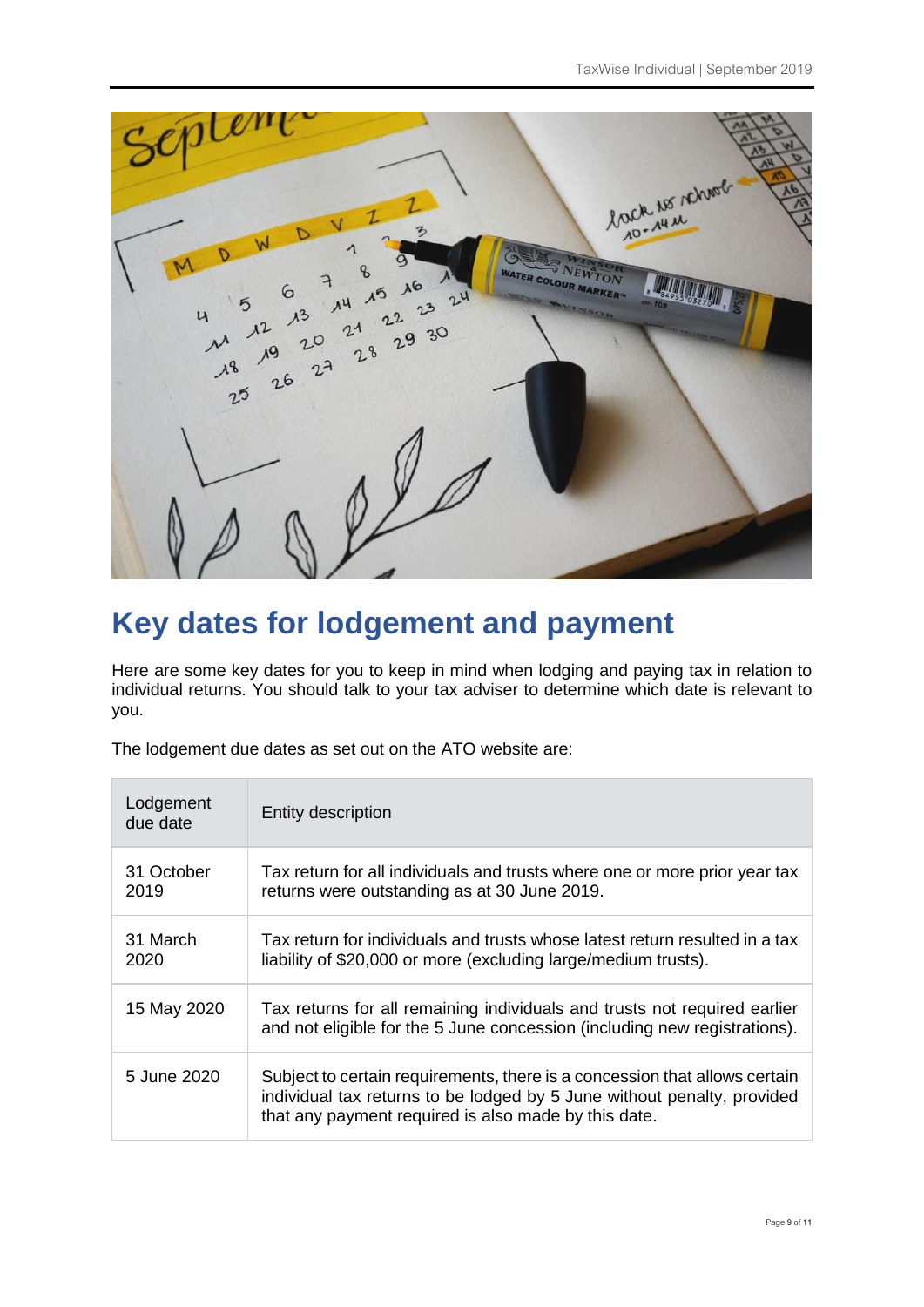# Key dates for lodgement and payment

Here are some key dates for you to keep in mind when lodging and paying tax in relation to individual returns. You should talk to your tax adviser to determine which date is relevant to you.

The lodgement due dates as set out on the ATO website are:

| Lodgement due date | Entity description |
|---|---|
| 31 October 2019 | Tax return for all individuals and trusts where one or more prior year tax returns were outstanding as at 30 June 2019. |
| 31 March 2020 | Tax return for individuals and trusts whose latest return resulted in a tax liability of $20,000 or more (excluding large/medium trusts). |
| 15 May 2020 | Tax returns for all remaining individuals and trusts not required earlier and not eligible for the 5 June concession (including new registrations). |
| 5 June 2020 | Subject to certain requirements, there is a concession that allows certain individual tax returns to be lodged by 5 June without penalty, provided that any payment required is also made by this date. |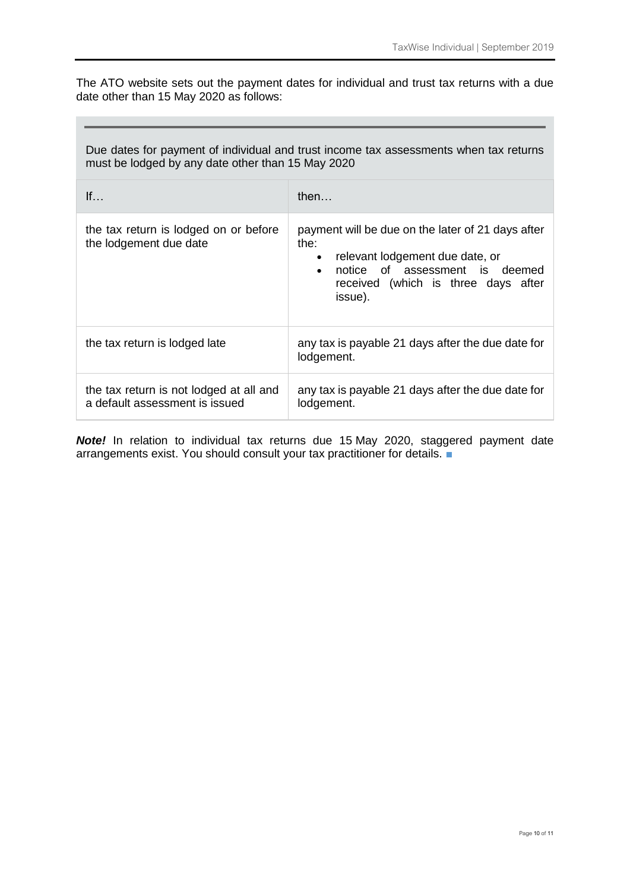The ATO website sets out the payment dates for individual and trust tax returns with a due date other than 15 May 2020 as follows:

| Due dates for payment of individual and trust income tax assessments when tax returns must be lodged by any date other than 15 May 2020 | |
|---|---|
| If… | then… |
| the tax return is lodged on or before the lodgement due date | payment will be due on the later of 21 days after the:<br>• relevant lodgement due date, or<br>• notice of assessment is deemed received (which is three days after issue). |
| the tax return is lodged late | any tax is payable 21 days after the due date for lodgement. |
| the tax return is not lodged at all and a default assessment is issued | any tax is payable 21 days after the due date for lodgement. |

***Note!*** In relation to individual tax returns due 15 May 2020, staggered payment date arrangements exist. You should consult your tax practitioner for details.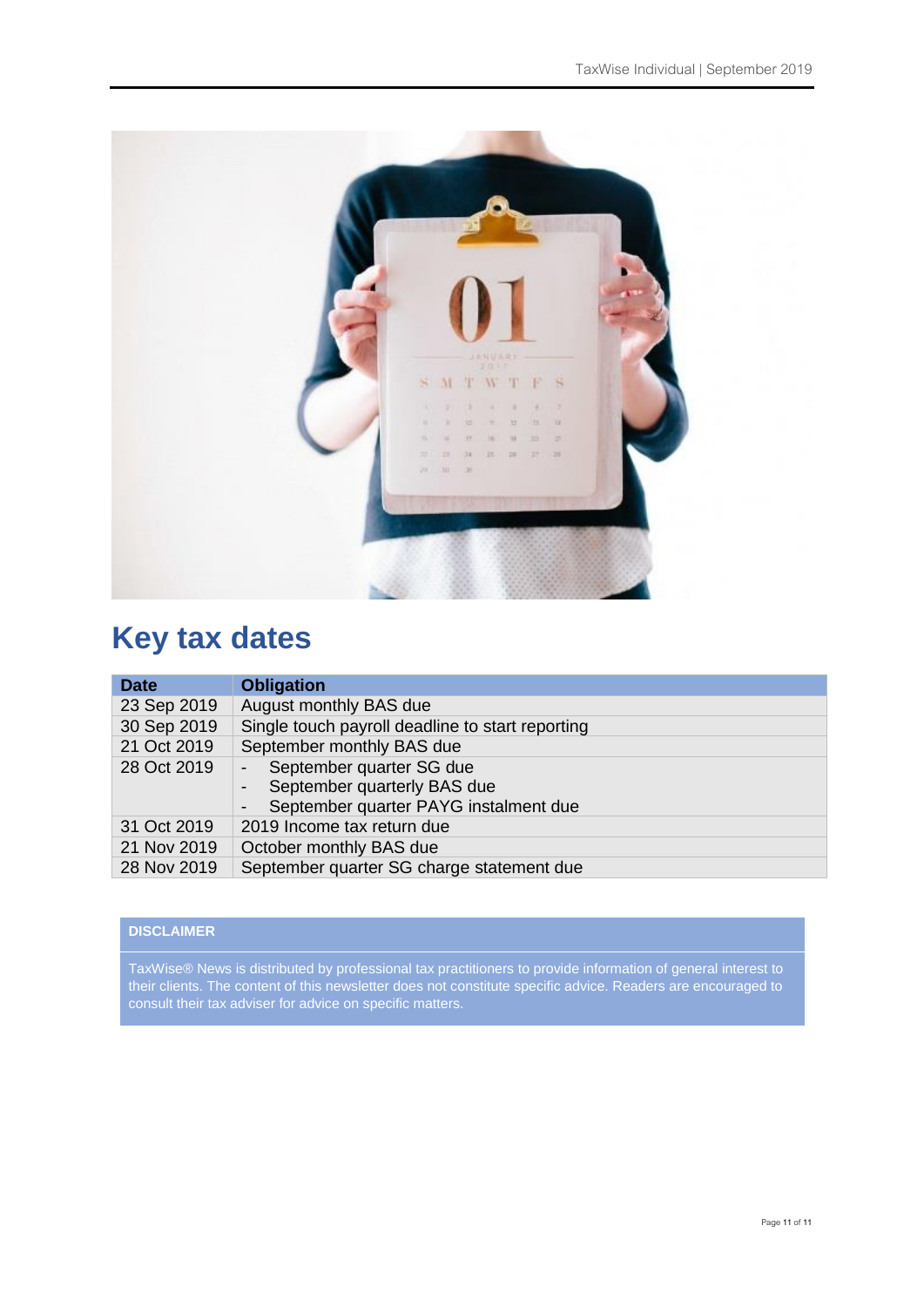# Key tax dates

| Date | Obligation |
|---|---|
| 23 Sep 2019 | August monthly BAS due |
| 30 Sep 2019 | Single touch payroll deadline to start reporting |
| 21 Oct 2019 | September monthly BAS due |
| 28 Oct 2019 | - September quarter SG due<br>- September quarterly BAS due<br>- September quarter PAYG instalment due |
| 31 Oct 2019 | 2019 Income tax return due |
| 21 Nov 2019 | October monthly BAS due |
| 28 Nov 2019 | September quarter SG charge statement due |

**DISCLAIMER**

TaxWise® News is distributed by professional tax practitioners to provide information of general interest to their clients. The content of this newsletter does not constitute specific advice. Readers are encouraged to consult their tax adviser for advice on specific matters.